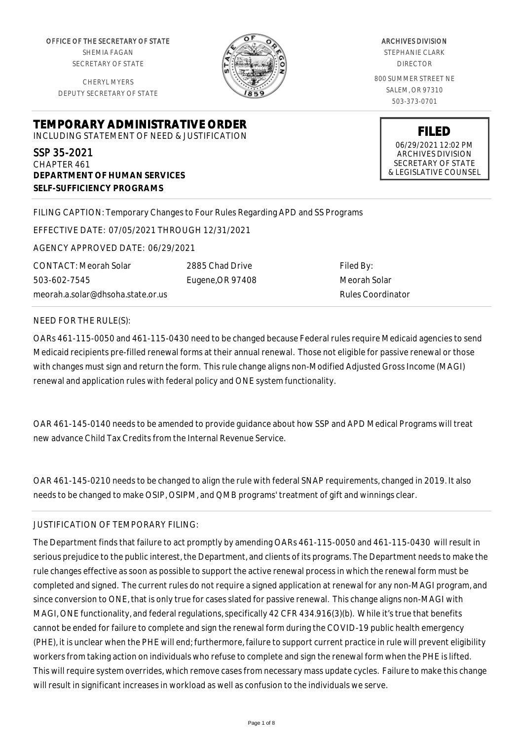OFFICE OF THE SECRETARY OF STATE
SHEMIA FAGAN
SECRETARY OF STATE

CHERYL MYERS
DEPUTY SECRETARY OF STATE

ARCHIVES DIVISION
STEPHANIE CLARK
DIRECTOR

800 SUMMER STREET NE
SALEM, OR 97310
503-373-0701

**FILED**
06/29/2021 12:02 PM
ARCHIVES DIVISION
SECRETARY OF STATE
& LEGISLATIVE COUNSEL

# TEMPORARY ADMINISTRATIVE ORDER

INCLUDING STATEMENT OF NEED & JUSTIFICATION

SSP 35-2021
CHAPTER 461
**DEPARTMENT OF HUMAN SERVICES**
**SELF-SUFFICIENCY PROGRAMS**

FILING CAPTION: Temporary Changes to Four Rules Regarding APD and SS Programs

EFFECTIVE DATE: 07/05/2021 THROUGH 12/31/2021

AGENCY APPROVED DATE: 06/29/2021

CONTACT: Meorah Solar
503-602-7545
meorah.a.solar@dhsoha.state.or.us

2885 Chad Drive
Eugene,OR 97408

Filed By:
Meorah Solar
Rules Coordinator

NEED FOR THE RULE(S):

OARs 461-115-0050 and 461-115-0430 need to be changed because Federal rules require Medicaid agencies to send Medicaid recipients pre-filled renewal forms at their annual renewal. Those not eligible for passive renewal or those with changes must sign and return the form. This rule change aligns non-Modified Adjusted Gross Income (MAGI) renewal and application rules with federal policy and ONE system functionality.

OAR 461-145-0140 needs to be amended to provide guidance about how SSP and APD Medical Programs will treat new advance Child Tax Credits from the Internal Revenue Service.

OAR 461-145-0210 needs to be changed to align the rule with federal SNAP requirements, changed in 2019. It also needs to be changed to make OSIP, OSIPM, and QMB programs' treatment of gift and winnings clear.

JUSTIFICATION OF TEMPORARY FILING:

The Department finds that failure to act promptly by amending OARs 461-115-0050 and 461-115-0430 will result in serious prejudice to the public interest, the Department, and clients of its programs. The Department needs to make the rule changes effective as soon as possible to support the active renewal process in which the renewal form must be completed and signed. The current rules do not require a signed application at renewal for any non-MAGI program, and since conversion to ONE, that is only true for cases slated for passive renewal. This change aligns non-MAGI with MAGI, ONE functionality, and federal regulations, specifically 42 CFR 434.916(3)(b). While it's true that benefits cannot be ended for failure to complete and sign the renewal form during the COVID-19 public health emergency (PHE), it is unclear when the PHE will end; furthermore, failure to support current practice in rule will prevent eligibility workers from taking action on individuals who refuse to complete and sign the renewal form when the PHE is lifted. This will require system overrides, which remove cases from necessary mass update cycles. Failure to make this change will result in significant increases in workload as well as confusion to the individuals we serve.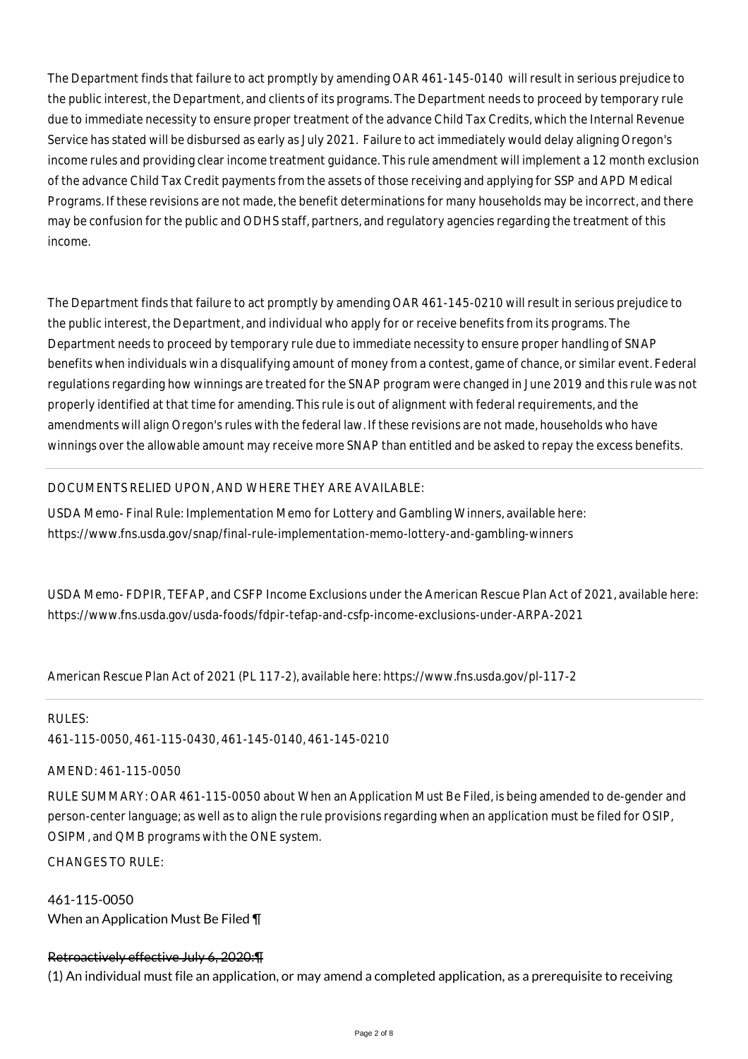The Department finds that failure to act promptly by amending OAR 461-145-0140 will result in serious prejudice to the public interest, the Department, and clients of its programs. The Department needs to proceed by temporary rule due to immediate necessity to ensure proper treatment of the advance Child Tax Credits, which the Internal Revenue Service has stated will be disbursed as early as July 2021. Failure to act immediately would delay aligning Oregon's income rules and providing clear income treatment guidance. This rule amendment will implement a 12 month exclusion of the advance Child Tax Credit payments from the assets of those receiving and applying for SSP and APD Medical Programs. If these revisions are not made, the benefit determinations for many households may be incorrect, and there may be confusion for the public and ODHS staff, partners, and regulatory agencies regarding the treatment of this income.

The Department finds that failure to act promptly by amending OAR 461-145-0210 will result in serious prejudice to the public interest, the Department, and individual who apply for or receive benefits from its programs. The Department needs to proceed by temporary rule due to immediate necessity to ensure proper handling of SNAP benefits when individuals win a disqualifying amount of money from a contest, game of chance, or similar event. Federal regulations regarding how winnings are treated for the SNAP program were changed in June 2019 and this rule was not properly identified at that time for amending. This rule is out of alignment with federal requirements, and the amendments will align Oregon's rules with the federal law. If these revisions are not made, households who have winnings over the allowable amount may receive more SNAP than entitled and be asked to repay the excess benefits.

---

DOCUMENTS RELIED UPON, AND WHERE THEY ARE AVAILABLE:

USDA Memo- Final Rule: Implementation Memo for Lottery and Gambling Winners, available here: https://www.fns.usda.gov/snap/final-rule-implementation-memo-lottery-and-gambling-winners

USDA Memo- FDPIR, TEFAP, and CSFP Income Exclusions under the American Rescue Plan Act of 2021, available here: https://www.fns.usda.gov/usda-foods/fdpir-tefap-and-csfp-income-exclusions-under-ARPA-2021

American Rescue Plan Act of 2021 (PL 117-2), available here: https://www.fns.usda.gov/pl-117-2

---

RULES:

461-115-0050, 461-115-0430, 461-145-0140, 461-145-0210

AMEND: 461-115-0050

RULE SUMMARY: OAR 461-115-0050 about When an Application Must Be Filed, is being amended to de-gender and person-center language; as well as to align the rule provisions regarding when an application must be filed for OSIP, OSIPM, and QMB programs with the ONE system.

CHANGES TO RULE:

461-115-0050
When an Application Must Be Filed ¶

~~Retroactively effective July 6, 2020:¶~~
(1) An individual must file an application, or may amend a completed application, as a prerequisite to receiving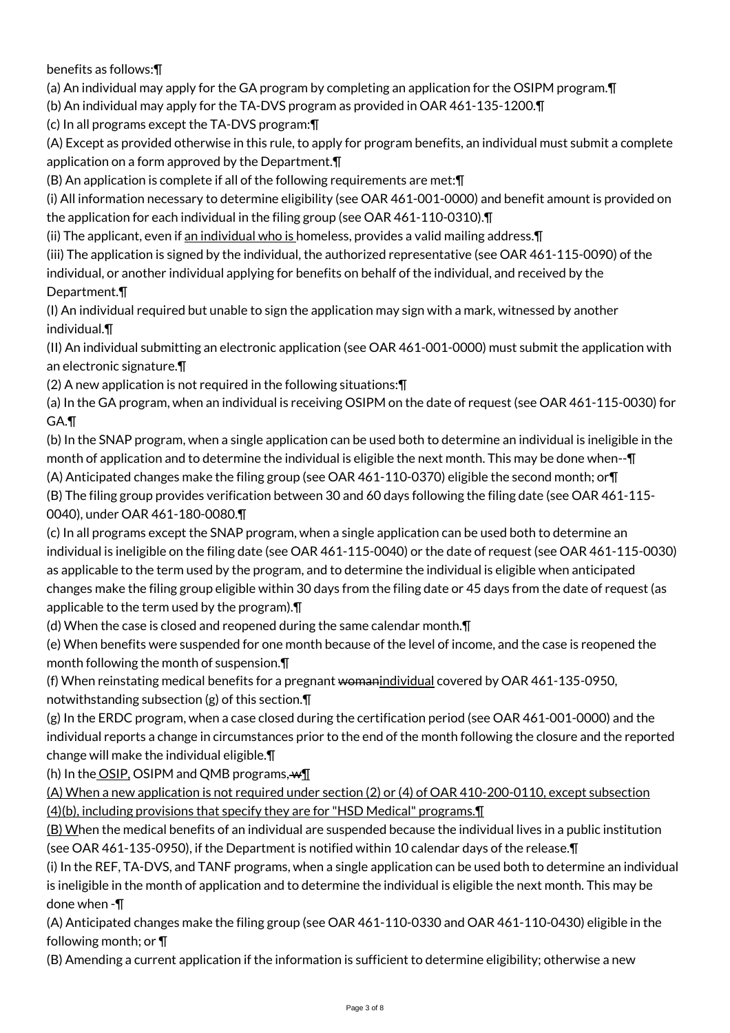benefits as follows:¶

(a) An individual may apply for the GA program by completing an application for the OSIPM program.¶

(b) An individual may apply for the TA-DVS program as provided in OAR 461-135-1200.¶

(c) In all programs except the TA-DVS program:¶

(A) Except as provided otherwise in this rule, to apply for program benefits, an individual must submit a complete application on a form approved by the Department.¶

(B) An application is complete if all of the following requirements are met:¶

(i) All information necessary to determine eligibility (see OAR 461-001-0000) and benefit amount is provided on the application for each individual in the filing group (see OAR 461-110-0310).¶

(ii) The applicant, even if an individual who is homeless, provides a valid mailing address.¶

(iii) The application is signed by the individual, the authorized representative (see OAR 461-115-0090) of the individual, or another individual applying for benefits on behalf of the individual, and received by the Department.¶

(I) An individual required but unable to sign the application may sign with a mark, witnessed by another individual.¶

(II) An individual submitting an electronic application (see OAR 461-001-0000) must submit the application with an electronic signature.¶

(2) A new application is not required in the following situations:¶

(a) In the GA program, when an individual is receiving OSIPM on the date of request (see OAR 461-115-0030) for GA.¶

(b) In the SNAP program, when a single application can be used both to determine an individual is ineligible in the month of application and to determine the individual is eligible the next month. This may be done when--¶

(A) Anticipated changes make the filing group (see OAR 461-110-0370) eligible the second month; or¶

(B) The filing group provides verification between 30 and 60 days following the filing date (see OAR 461-115-0040), under OAR 461-180-0080.¶

(c) In all programs except the SNAP program, when a single application can be used both to determine an individual is ineligible on the filing date (see OAR 461-115-0040) or the date of request (see OAR 461-115-0030) as applicable to the term used by the program, and to determine the individual is eligible when anticipated changes make the filing group eligible within 30 days from the filing date or 45 days from the date of request (as applicable to the term used by the program).¶

(d) When the case is closed and reopened during the same calendar month.¶

(e) When benefits were suspended for one month because of the level of income, and the case is reopened the month following the month of suspension.¶

(f) When reinstating medical benefits for a pregnant ~~woman~~individual covered by OAR 461-135-0950, notwithstanding subsection (g) of this section.¶

(g) In the ERDC program, when a case closed during the certification period (see OAR 461-001-0000) and the individual reports a change in circumstances prior to the end of the month following the closure and the reported change will make the individual eligible.¶

(h) In the OSIP, OSIPM and QMB programs, ~~w~~¶

(A) When a new application is not required under section (2) or (4) of OAR 410-200-0110, except subsection (4)(b), including provisions that specify they are for "HSD Medical" programs.¶

(B) When the medical benefits of an individual are suspended because the individual lives in a public institution (see OAR 461-135-0950), if the Department is notified within 10 calendar days of the release.¶

(i) In the REF, TA-DVS, and TANF programs, when a single application can be used both to determine an individual is ineligible in the month of application and to determine the individual is eligible the next month. This may be done when -¶

(A) Anticipated changes make the filing group (see OAR 461-110-0330 and OAR 461-110-0430) eligible in the following month; or ¶

(B) Amending a current application if the information is sufficient to determine eligibility; otherwise a new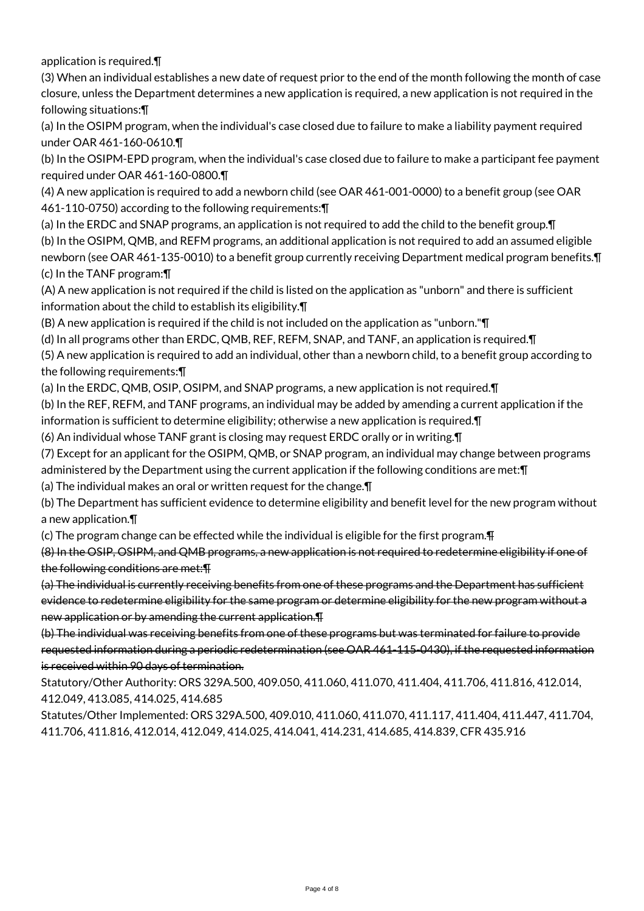application is required.¶

(3) When an individual establishes a new date of request prior to the end of the month following the month of case closure, unless the Department determines a new application is required, a new application is not required in the following situations:¶

(a) In the OSIPM program, when the individual's case closed due to failure to make a liability payment required under OAR 461-160-0610.¶

(b) In the OSIPM-EPD program, when the individual's case closed due to failure to make a participant fee payment required under OAR 461-160-0800.¶

(4) A new application is required to add a newborn child (see OAR 461-001-0000) to a benefit group (see OAR 461-110-0750) according to the following requirements:¶

(a) In the ERDC and SNAP programs, an application is not required to add the child to the benefit group.¶

(b) In the OSIPM, QMB, and REFM programs, an additional application is not required to add an assumed eligible newborn (see OAR 461-135-0010) to a benefit group currently receiving Department medical program benefits.¶

(c) In the TANF program:¶

(A) A new application is not required if the child is listed on the application as "unborn" and there is sufficient information about the child to establish its eligibility.¶

(B) A new application is required if the child is not included on the application as "unborn."¶

(d) In all programs other than ERDC, QMB, REF, REFM, SNAP, and TANF, an application is required.¶

(5) A new application is required to add an individual, other than a newborn child, to a benefit group according to the following requirements:¶

(a) In the ERDC, QMB, OSIP, OSIPM, and SNAP programs, a new application is not required.¶

(b) In the REF, REFM, and TANF programs, an individual may be added by amending a current application if the information is sufficient to determine eligibility; otherwise a new application is required.¶

(6) An individual whose TANF grant is closing may request ERDC orally or in writing.¶

(7) Except for an applicant for the OSIPM, QMB, or SNAP program, an individual may change between programs administered by the Department using the current application if the following conditions are met:¶

(a) The individual makes an oral or written request for the change.¶

(b) The Department has sufficient evidence to determine eligibility and benefit level for the new program without a new application.¶

(c) The program change can be effected while the individual is eligible for the first program.~~¶~~

~~(8) In the OSIP, OSIPM, and QMB programs, a new application is not required to redetermine eligibility if one of the following conditions are met:¶~~

~~(a) The individual is currently receiving benefits from one of these programs and the Department has sufficient evidence to redetermine eligibility for the same program or determine eligibility for the new program without a new application or by amending the current application.¶~~

~~(b) The individual was receiving benefits from one of these programs but was terminated for failure to provide requested information during a periodic redetermination (see OAR 461-115-0430), if the requested information is received within 90 days of termination.~~

Statutory/Other Authority: ORS 329A.500, 409.050, 411.060, 411.070, 411.404, 411.706, 411.816, 412.014, 412.049, 413.085, 414.025, 414.685

Statutes/Other Implemented: ORS 329A.500, 409.010, 411.060, 411.070, 411.117, 411.404, 411.447, 411.704, 411.706, 411.816, 412.014, 412.049, 414.025, 414.041, 414.231, 414.685, 414.839, CFR 435.916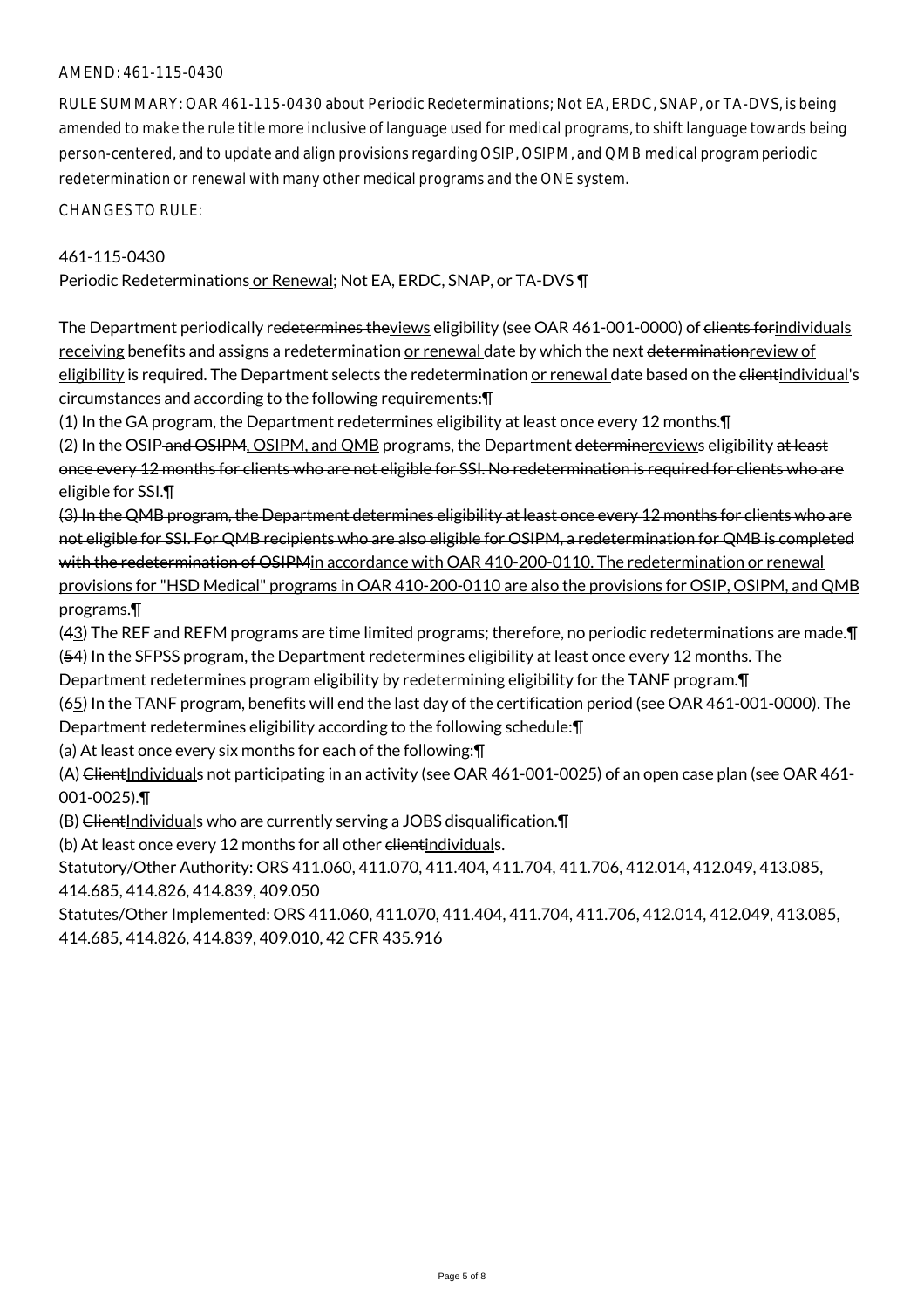AMEND: 461-115-0430

RULE SUMMARY: OAR 461-115-0430 about Periodic Redeterminations; Not EA, ERDC, SNAP, or TA-DVS, is being amended to make the rule title more inclusive of language used for medical programs, to shift language towards being person-centered, and to update and align provisions regarding OSIP, OSIPM, and QMB medical program periodic redetermination or renewal with many other medical programs and the ONE system.

CHANGES TO RULE:

461-115-0430

Periodic Redeterminations or Renewal; Not EA, ERDC, SNAP, or TA-DVS ¶

The Department periodically redetermines thereviews eligibility (see OAR 461-001-0000) of clients forindividuals receiving benefits and assigns a redetermination or renewal date by which the next determinationreview of eligibility is required. The Department selects the redetermination or renewal date based on the clientindividual's circumstances and according to the following requirements:¶

(1) In the GA program, the Department redetermines eligibility at least once every 12 months.¶

(2) In the OSIP and OSIPM, OSIPM, and QMB programs, the Department determinereviews eligibility at least once every 12 months for clients who are not eligible for SSI. No redetermination is required for clients who are eligible for SSI.¶

(3) In the QMB program, the Department determines eligibility at least once every 12 months for clients who are not eligible for SSI. For QMB recipients who are also eligible for OSIPM, a redetermination for QMB is completed with the redetermination of OSIPMin accordance with OAR 410-200-0110. The redetermination or renewal provisions for "HSD Medical" programs in OAR 410-200-0110 are also the provisions for OSIP, OSIPM, and QMB programs.¶

(43) The REF and REFM programs are time limited programs; therefore, no periodic redeterminations are made.¶

(54) In the SFPSS program, the Department redetermines eligibility at least once every 12 months. The Department redetermines program eligibility by redetermining eligibility for the TANF program.¶

(65) In the TANF program, benefits will end the last day of the certification period (see OAR 461-001-0000). The Department redetermines eligibility according to the following schedule:¶

(a) At least once every six months for each of the following:¶

(A) ClientIndividuals not participating in an activity (see OAR 461-001-0025) of an open case plan (see OAR 461-001-0025).¶

(B) ClientIndividuals who are currently serving a JOBS disqualification.¶

(b) At least once every 12 months for all other clientindividuals.

Statutory/Other Authority: ORS 411.060, 411.070, 411.404, 411.704, 411.706, 412.014, 412.049, 413.085, 414.685, 414.826, 414.839, 409.050

Statutes/Other Implemented: ORS 411.060, 411.070, 411.404, 411.704, 411.706, 412.014, 412.049, 413.085, 414.685, 414.826, 414.839, 409.010, 42 CFR 435.916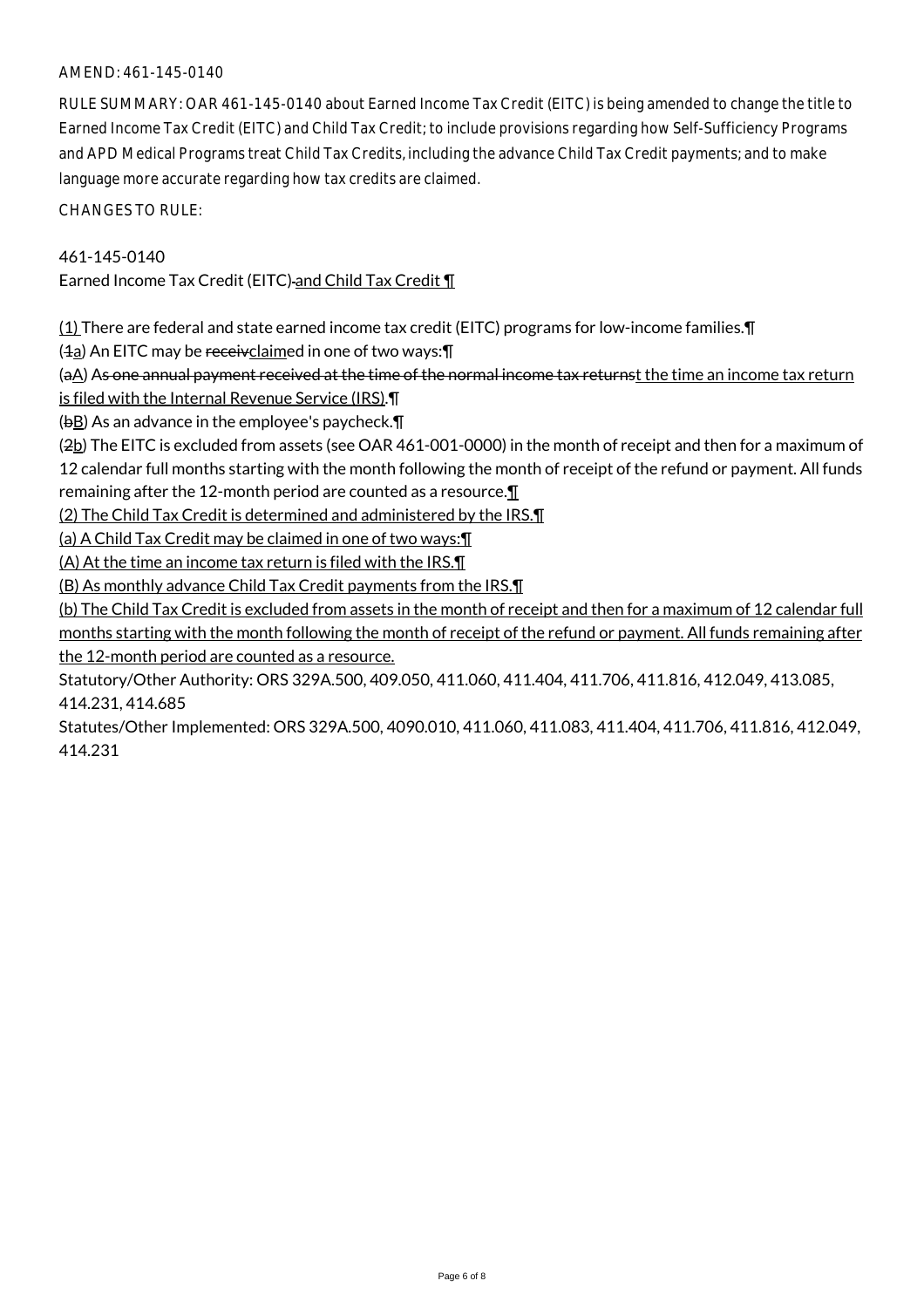AMEND: 461-145-0140

RULE SUMMARY: OAR 461-145-0140 about Earned Income Tax Credit (EITC) is being amended to change the title to Earned Income Tax Credit (EITC) and Child Tax Credit; to include provisions regarding how Self-Sufficiency Programs and APD Medical Programs treat Child Tax Credits, including the advance Child Tax Credit payments; and to make language more accurate regarding how tax credits are claimed.

CHANGES TO RULE:

461-145-0140
Earned Income Tax Credit (EITC) and Child Tax Credit ¶

(1) There are federal and state earned income tax credit (EITC) programs for low-income families.¶
(1a) An EITC may be receivclaimed in one of two ways:¶
(aA) As one annual payment received at the time of the normal income tax returnst the time an income tax return is filed with the Internal Revenue Service (IRS).¶
(bB) As an advance in the employee's paycheck.¶
(2b) The EITC is excluded from assets (see OAR 461-001-0000) in the month of receipt and then for a maximum of 12 calendar full months starting with the month following the month of receipt of the refund or payment. All funds remaining after the 12-month period are counted as a resource.¶
(2) The Child Tax Credit is determined and administered by the IRS.¶
(a) A Child Tax Credit may be claimed in one of two ways:¶
(A) At the time an income tax return is filed with the IRS.¶
(B) As monthly advance Child Tax Credit payments from the IRS.¶
(b) The Child Tax Credit is excluded from assets in the month of receipt and then for a maximum of 12 calendar full months starting with the month following the month of receipt of the refund or payment. All funds remaining after the 12-month period are counted as a resource.

Statutory/Other Authority: ORS 329A.500, 409.050, 411.060, 411.404, 411.706, 411.816, 412.049, 413.085, 414.231, 414.685

Statutes/Other Implemented: ORS 329A.500, 4090.010, 411.060, 411.083, 411.404, 411.706, 411.816, 412.049, 414.231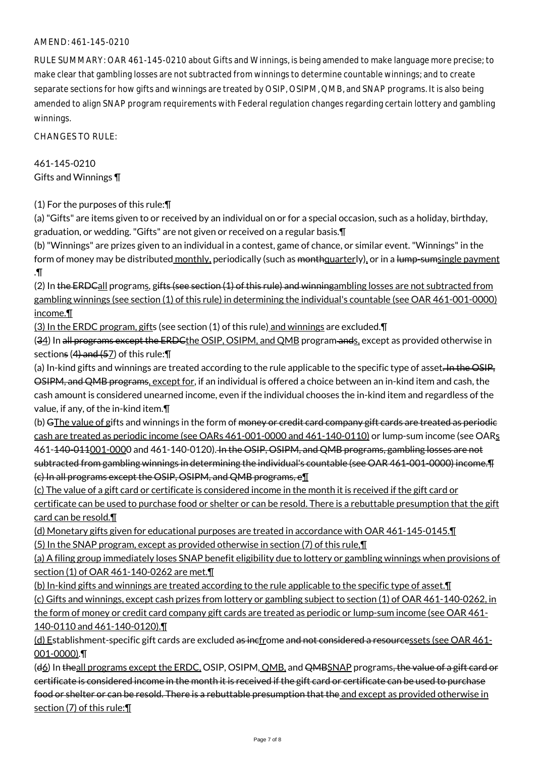AMEND: 461-145-0210

RULE SUMMARY: OAR 461-145-0210 about Gifts and Winnings, is being amended to make language more precise; to make clear that gambling losses are not subtracted from winnings to determine countable winnings; and to create separate sections for how gifts and winnings are treated by OSIP, OSIPM, QMB, and SNAP programs. It is also being amended to align SNAP program requirements with Federal regulation changes regarding certain lottery and gambling winnings.

CHANGES TO RULE:

461-145-0210
Gifts and Winnings ¶

(1) For the purposes of this rule:¶
(a) "Gifts" are items given to or received by an individual on or for a special occasion, such as a holiday, birthday, graduation, or wedding. "Gifts" are not given or received on a regular basis.¶
(b) "Winnings" are prizes given to an individual in a contest, game of chance, or similar event. "Winnings" in the form of money may be distributed monthly, periodically (such as monthquarterly), or in a lump-sumsingle payment .¶
(2) In the ERDCall programs, gifts (see section (1) of this rule) and winningambling losses are not subtracted from gambling winnings (see section (1) of this rule) in determining the individual's countable (see OAR 461-001-0000) income.¶
(3) In the ERDC program, gifts (see section (1) of this rule) and winnings are excluded.¶
(34) In all programs except the ERDCthe OSIP, OSIPM, and QMB program ands, except as provided otherwise in sections (4) and (57) of this rule:¶
(a) In-kind gifts and winnings are treated according to the rule applicable to the specific type of asset. In the OSIP, OSIPM, and QMB programs, except for, if an individual is offered a choice between an in-kind item and cash, the cash amount is considered unearned income, even if the individual chooses the in-kind item and regardless of the value, if any, of the in-kind item.¶
(b) GThe value of gifts and winnings in the form of money or credit card company gift cards are treated as periodic cash are treated as periodic income (see OARs 461-001-0000 and 461-140-0110) or lump-sum income (see OARs 461-140-011001-0000 and 461-140-0120). In the OSIP, OSIPM, and QMB programs, gambling losses are not subtracted from gambling winnings in determining the individual's countable (see OAR 461-001-0000) income.¶
(c) In all programs except the OSIP, OSIPM, and QMB programs, e¶
(c) The value of a gift card or certificate is considered income in the month it is received if the gift card or certificate can be used to purchase food or shelter or can be resold. There is a rebuttable presumption that the gift card can be resold.¶
(d) Monetary gifts given for educational purposes are treated in accordance with OAR 461-145-0145.¶
(5) In the SNAP program, except as provided otherwise in section (7) of this rule,¶
(a) A filing group immediately loses SNAP benefit eligibility due to lottery or gambling winnings when provisions of section (1) of OAR 461-140-0262 are met.¶
(b) In-kind gifts and winnings are treated according to the rule applicable to the specific type of asset.¶
(c) Gifts and winnings, except cash prizes from lottery or gambling subject to section (1) of OAR 461-140-0262, in the form of money or credit card company gift cards are treated as periodic or lump-sum income (see OAR 461-140-0110 and 461-140-0120).¶
(d) Establishment-specific gift cards are excluded as incfrome and not considered a resourcessets (see OAR 461-001-0000).¶
(d6) In theall programs except the ERDC, OSIP, OSIPM, QMB, and QMBSNAP programs, the value of a gift card or certificate is considered income in the month it is received if the gift card or certificate can be used to purchase food or shelter or can be resold. There is a rebuttable presumption that the and except as provided otherwise in section (7) of this rule:¶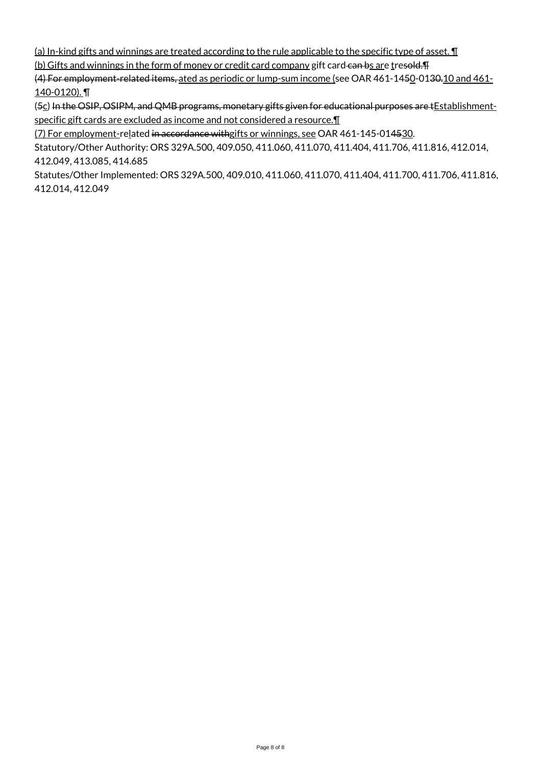(a) In-kind gifts and winnings are treated according to the rule applicable to the specific type of asset. ¶

(b) Gifts and winnings in the form of money or credit card company gift card can bs are tresold.¶

(4) For employment-related items, ated as periodic or lump-sum income (see OAR 461-1450-0130.10 and 461-140-0120). ¶

(5c) In the OSIP, OSIPM, and QMB programs, monetary gifts given for educational purposes are tEstablishment-specific gift cards are excluded as income and not considered a resource.¶

(7) For employment-related in accordance withgifts or winnings, see OAR 461-145-014530.

Statutory/Other Authority: ORS 329A.500, 409.050, 411.060, 411.070, 411.404, 411.706, 411.816, 412.014, 412.049, 413.085, 414.685

Statutes/Other Implemented: ORS 329A.500, 409.010, 411.060, 411.070, 411.404, 411.700, 411.706, 411.816, 412.014, 412.049